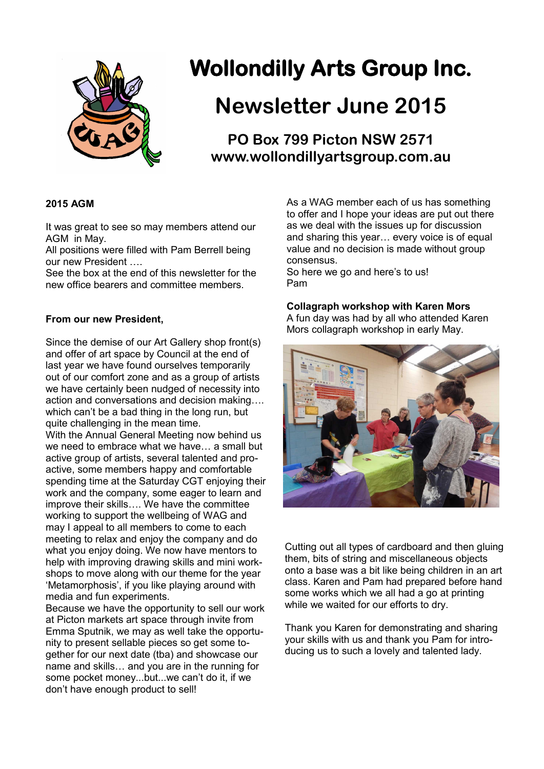# Wollondilly Arts Group Inc.

# Newsletter June 2015

## PO Box 799 Picton NSW 2571
## www.wollondillyartsgroup.com.au

**2015 AGM**

It was great to see so may members attend our AGM in May.
All positions were filled with Pam Berrell being our new President ….
See the box at the end of this newsletter for the new office bearers and committee members.

**From our new President,**

Since the demise of our Art Gallery shop front(s) and offer of art space by Council at the end of last year we have found ourselves temporarily out of our comfort zone and as a group of artists we have certainly been nudged of necessity into action and conversations and decision making…. which can't be a bad thing in the long run, but quite challenging in the mean time.
With the Annual General Meeting now behind us we need to embrace what we have… a small but active group of artists, several talented and pro-active, some members happy and comfortable spending time at the Saturday CGT enjoying their work and the company, some eager to learn and improve their skills…. We have the committee working to support the wellbeing of WAG and may I appeal to all members to come to each meeting to relax and enjoy the company and do what you enjoy doing. We now have mentors to help with improving drawing skills and mini work-shops to move along with our theme for the year 'Metamorphosis', if you like playing around with media and fun experiments.
Because we have the opportunity to sell our work at Picton markets art space through invite from Emma Sputnik, we may as well take the opportunity to present sellable pieces so get some together for our next date (tba) and showcase our name and skills… and you are in the running for some pocket money...but...we can't do it, if we don't have enough product to sell!

As a WAG member each of us has something to offer and I hope your ideas are put out there as we deal with the issues up for discussion and sharing this year… every voice is of equal value and no decision is made without group consensus.
So here we go and here's to us!
Pam

**Collagraph workshop with Karen Mors**
A fun day was had by all who attended Karen Mors collagraph workshop in early May.

Cutting out all types of cardboard and then gluing them, bits of string and miscellaneous objects onto a base was a bit like being children in an art class. Karen and Pam had prepared before hand some works which we all had a go at printing while we waited for our efforts to dry.

Thank you Karen for demonstrating and sharing your skills with us and thank you Pam for introducing us to such a lovely and talented lady.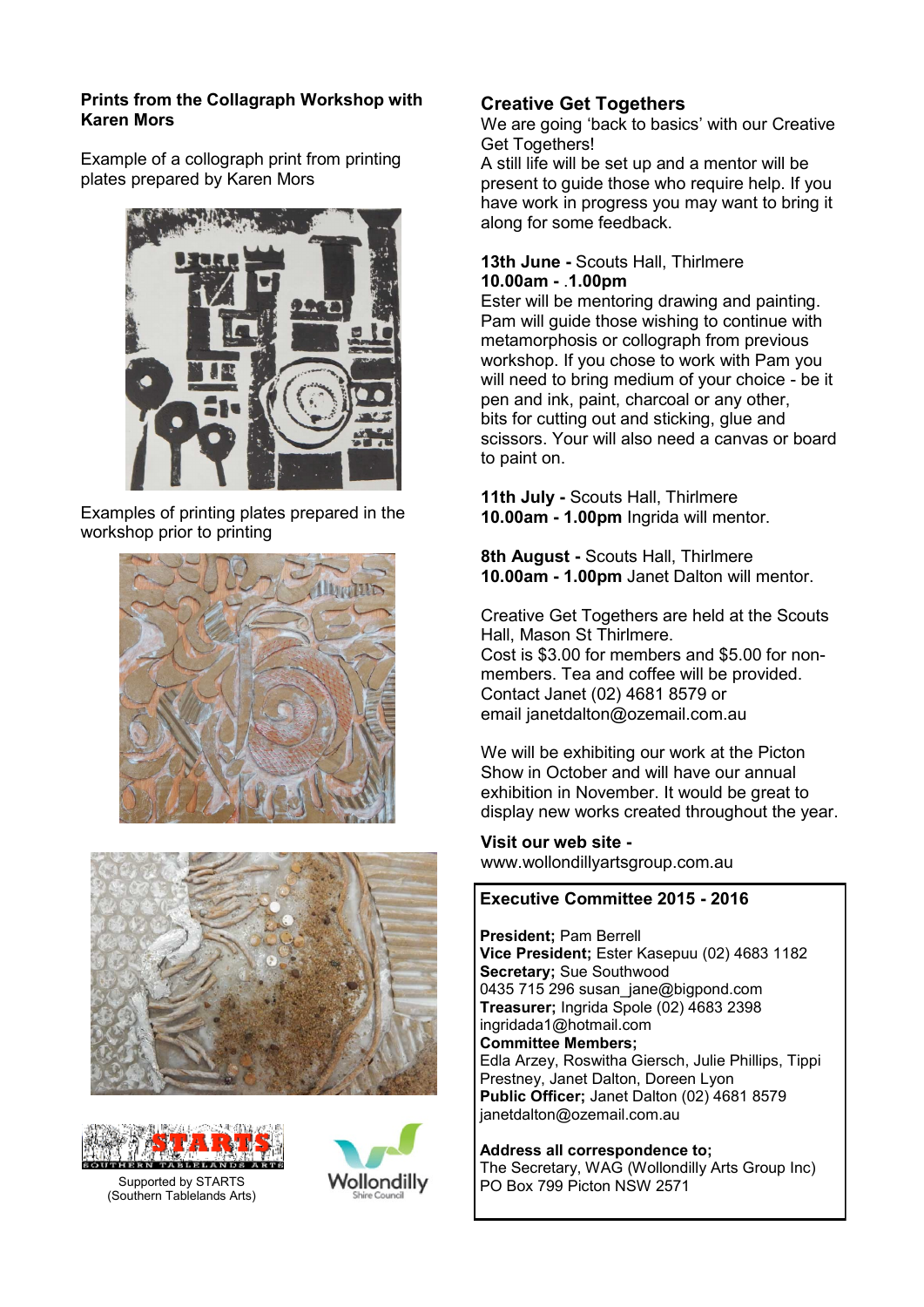**Prints from the Collagraph Workshop with Karen Mors**

Example of a collograph print from printing plates prepared by Karen Mors

Examples of printing plates prepared in the workshop prior to printing

Supported by STARTS (Southern Tablelands Arts)

## Creative Get Togethers

We are going 'back to basics' with our Creative Get Togethers!
A still life will be set up and a mentor will be present to guide those who require help. If you have work in progress you may want to bring it along for some feedback.

**13th June -** Scouts Hall, Thirlmere
**10.00am - .1.00pm**
Ester will be mentoring drawing and painting. Pam will guide those wishing to continue with metamorphosis or collograph from previous workshop. If you chose to work with Pam you will need to bring medium of your choice - be it pen and ink, paint, charcoal or any other, bits for cutting out and sticking, glue and scissors. Your will also need a canvas or board to paint on.

**11th July -** Scouts Hall, Thirlmere
**10.00am - 1.00pm** Ingrida will mentor.

**8th August -** Scouts Hall, Thirlmere
**10.00am - 1.00pm** Janet Dalton will mentor.

Creative Get Togethers are held at the Scouts Hall, Mason St Thirlmere.
Cost is $3.00 for members and $5.00 for non-members. Tea and coffee will be provided.
Contact Janet (02) 4681 8579 or
email janetdalton@ozemail.com.au

We will be exhibiting our work at the Picton Show in October and will have our annual exhibition in November. It would be great to display new works created throughout the year.

**Visit our web site -**
www.wollondillyartsgroup.com.au

**Executive Committee 2015 - 2016**

**President;** Pam Berrell
**Vice President;** Ester Kasepuu (02) 4683 1182
**Secretary;** Sue Southwood
0435 715 296 susan_jane@bigpond.com
**Treasurer;** Ingrida Spole (02) 4683 2398
ingridada1@hotmail.com
**Committee Members;**
Edla Arzey, Roswitha Giersch, Julie Phillips, Tippi Prestney, Janet Dalton, Doreen Lyon
**Public Officer;** Janet Dalton (02) 4681 8579
janetdalton@ozemail.com.au

**Address all correspondence to;**
The Secretary, WAG (Wollondilly Arts Group Inc)
PO Box 799 Picton NSW 2571